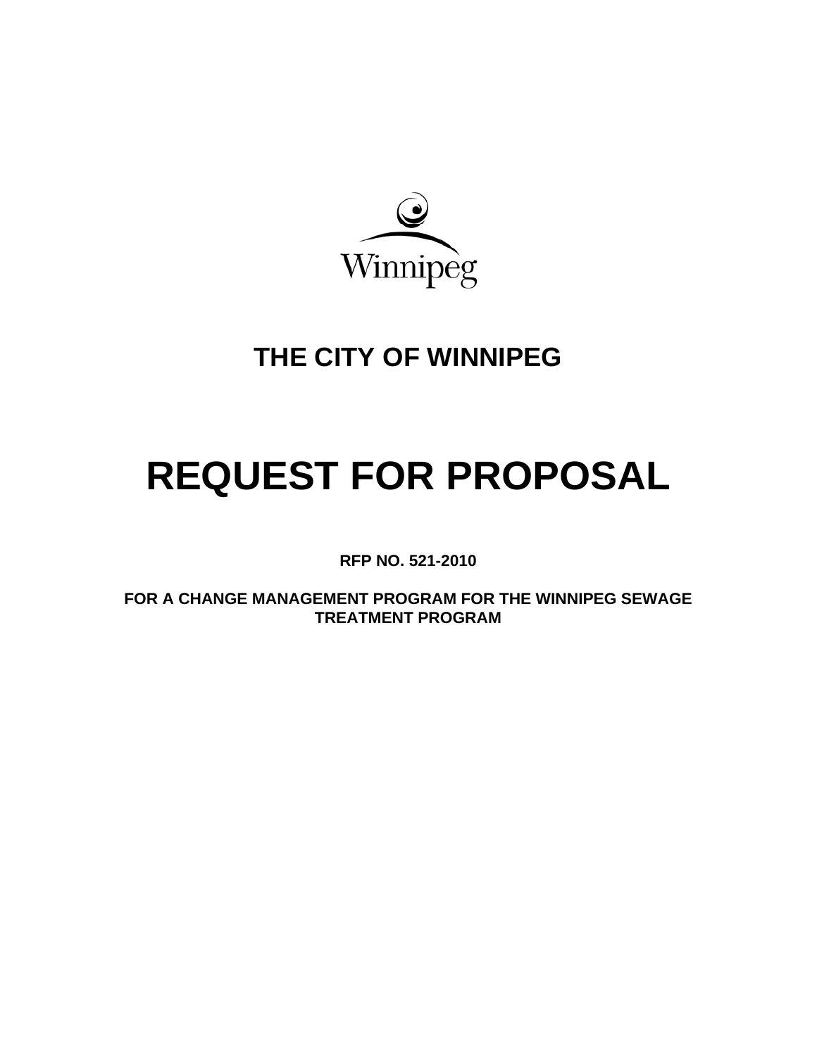Winnipeg

# THE CITY OF WINNIPEG

# REQUEST FOR PROPOSAL

**RFP NO. 521-2010**

**FOR A CHANGE MANAGEMENT PROGRAM FOR THE WINNIPEG SEWAGE TREATMENT PROGRAM**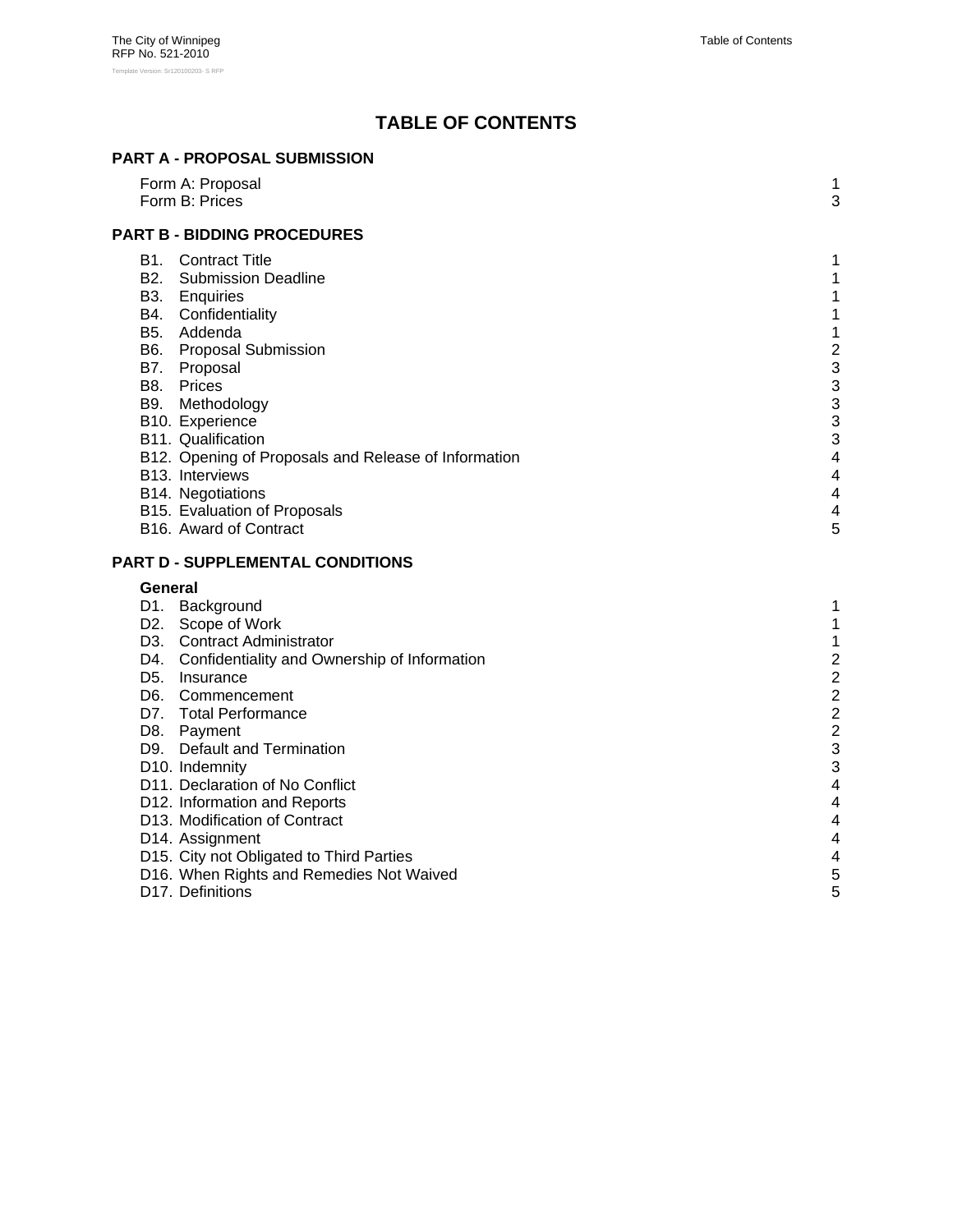# TABLE OF CONTENTS

## PART A - PROPOSAL SUBMISSION

| | |
|---|---|
| Form A: Proposal | 1 |
| Form B: Prices | 3 |

## PART B - BIDDING PROCEDURES

| | |
|---|---|
| B1. Contract Title | 1 |
| B2. Submission Deadline | 1 |
| B3. Enquiries | 1 |
| B4. Confidentiality | 1 |
| B5. Addenda | 1 |
| B6. Proposal Submission | 2 |
| B7. Proposal | 3 |
| B8. Prices | 3 |
| B9. Methodology | 3 |
| B10. Experience | 3 |
| B11. Qualification | 3 |
| B12. Opening of Proposals and Release of Information | 4 |
| B13. Interviews | 4 |
| B14. Negotiations | 4 |
| B15. Evaluation of Proposals | 4 |
| B16. Award of Contract | 5 |

## PART D - SUPPLEMENTAL CONDITIONS

**General**

| | |
|---|---|
| D1. Background | 1 |
| D2. Scope of Work | 1 |
| D3. Contract Administrator | 1 |
| D4. Confidentiality and Ownership of Information | 2 |
| D5. Insurance | 2 |
| D6. Commencement | 2 |
| D7. Total Performance | 2 |
| D8. Payment | 2 |
| D9. Default and Termination | 3 |
| D10. Indemnity | 3 |
| D11. Declaration of No Conflict | 4 |
| D12. Information and Reports | 4 |
| D13. Modification of Contract | 4 |
| D14. Assignment | 4 |
| D15. City not Obligated to Third Parties | 4 |
| D16. When Rights and Remedies Not Waived | 5 |
| D17. Definitions | 5 |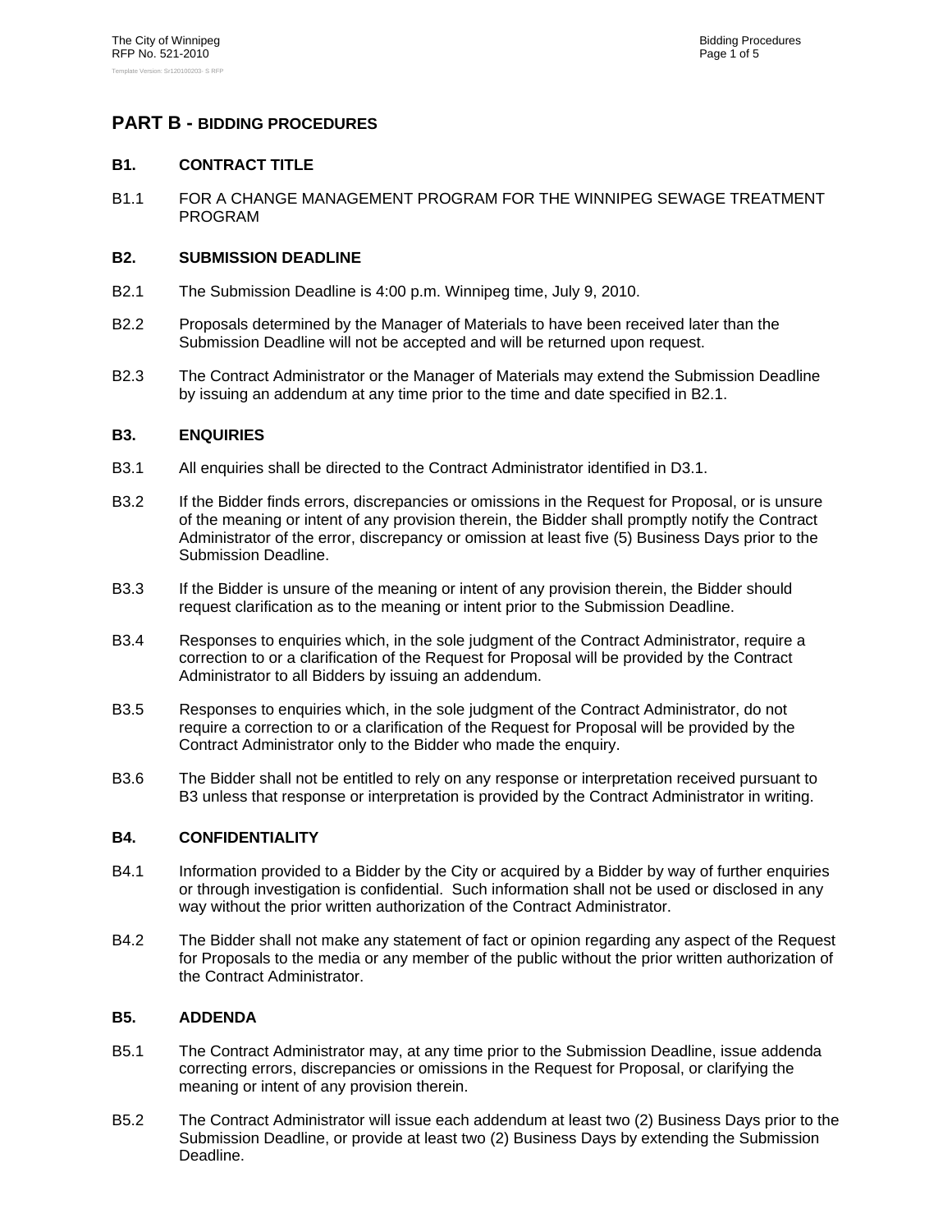## PART B - BIDDING PROCEDURES

### B1. CONTRACT TITLE

B1.1 FOR A CHANGE MANAGEMENT PROGRAM FOR THE WINNIPEG SEWAGE TREATMENT PROGRAM

### B2. SUBMISSION DEADLINE

B2.1 The Submission Deadline is 4:00 p.m. Winnipeg time, July 9, 2010.

B2.2 Proposals determined by the Manager of Materials to have been received later than the Submission Deadline will not be accepted and will be returned upon request.

B2.3 The Contract Administrator or the Manager of Materials may extend the Submission Deadline by issuing an addendum at any time prior to the time and date specified in B2.1.

### B3. ENQUIRIES

B3.1 All enquiries shall be directed to the Contract Administrator identified in D3.1.

B3.2 If the Bidder finds errors, discrepancies or omissions in the Request for Proposal, or is unsure of the meaning or intent of any provision therein, the Bidder shall promptly notify the Contract Administrator of the error, discrepancy or omission at least five (5) Business Days prior to the Submission Deadline.

B3.3 If the Bidder is unsure of the meaning or intent of any provision therein, the Bidder should request clarification as to the meaning or intent prior to the Submission Deadline.

B3.4 Responses to enquiries which, in the sole judgment of the Contract Administrator, require a correction to or a clarification of the Request for Proposal will be provided by the Contract Administrator to all Bidders by issuing an addendum.

B3.5 Responses to enquiries which, in the sole judgment of the Contract Administrator, do not require a correction to or a clarification of the Request for Proposal will be provided by the Contract Administrator only to the Bidder who made the enquiry.

B3.6 The Bidder shall not be entitled to rely on any response or interpretation received pursuant to B3 unless that response or interpretation is provided by the Contract Administrator in writing.

### B4. CONFIDENTIALITY

B4.1 Information provided to a Bidder by the City or acquired by a Bidder by way of further enquiries or through investigation is confidential. Such information shall not be used or disclosed in any way without the prior written authorization of the Contract Administrator.

B4.2 The Bidder shall not make any statement of fact or opinion regarding any aspect of the Request for Proposals to the media or any member of the public without the prior written authorization of the Contract Administrator.

### B5. ADDENDA

B5.1 The Contract Administrator may, at any time prior to the Submission Deadline, issue addenda correcting errors, discrepancies or omissions in the Request for Proposal, or clarifying the meaning or intent of any provision therein.

B5.2 The Contract Administrator will issue each addendum at least two (2) Business Days prior to the Submission Deadline, or provide at least two (2) Business Days by extending the Submission Deadline.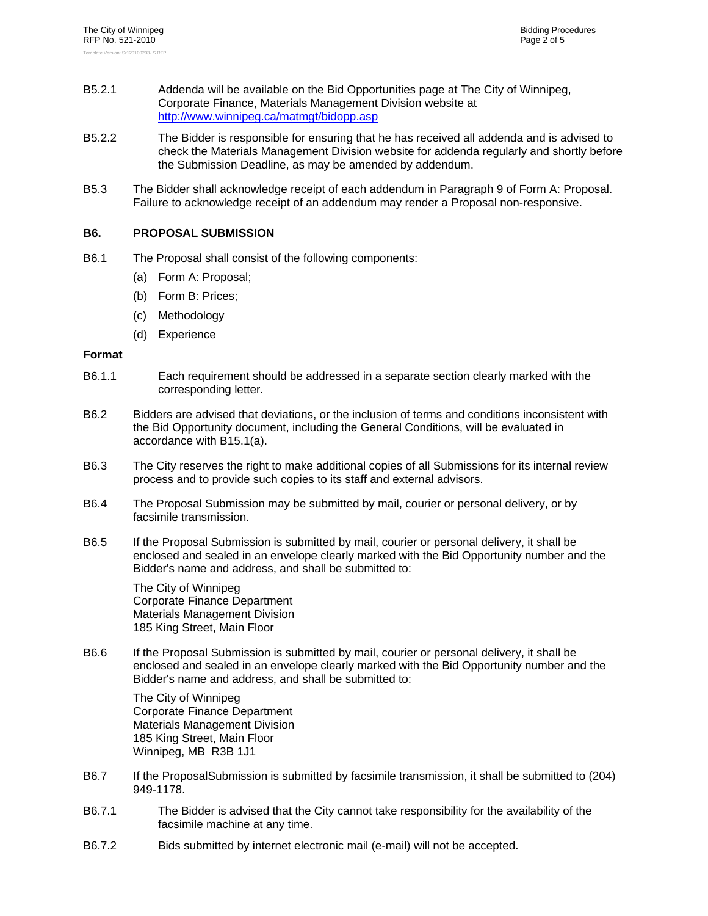B5.2.1 Addenda will be available on the Bid Opportunities page at The City of Winnipeg, Corporate Finance, Materials Management Division website at http://www.winnipeg.ca/matmgt/bidopp.asp

B5.2.2 The Bidder is responsible for ensuring that he has received all addenda and is advised to check the Materials Management Division website for addenda regularly and shortly before the Submission Deadline, as may be amended by addendum.

B5.3 The Bidder shall acknowledge receipt of each addendum in Paragraph 9 of Form A: Proposal. Failure to acknowledge receipt of an addendum may render a Proposal non-responsive.

## B6. PROPOSAL SUBMISSION

B6.1 The Proposal shall consist of the following components:

(a) Form A: Proposal;

(b) Form B: Prices;

(c) Methodology

(d) Experience

**Format**

B6.1.1 Each requirement should be addressed in a separate section clearly marked with the corresponding letter.

B6.2 Bidders are advised that deviations, or the inclusion of terms and conditions inconsistent with the Bid Opportunity document, including the General Conditions, will be evaluated in accordance with B15.1(a).

B6.3 The City reserves the right to make additional copies of all Submissions for its internal review process and to provide such copies to its staff and external advisors.

B6.4 The Proposal Submission may be submitted by mail, courier or personal delivery, or by facsimile transmission.

B6.5 If the Proposal Submission is submitted by mail, courier or personal delivery, it shall be enclosed and sealed in an envelope clearly marked with the Bid Opportunity number and the Bidder's name and address, and shall be submitted to:

The City of Winnipeg
Corporate Finance Department
Materials Management Division
185 King Street, Main Floor

B6.6 If the Proposal Submission is submitted by mail, courier or personal delivery, it shall be enclosed and sealed in an envelope clearly marked with the Bid Opportunity number and the Bidder's name and address, and shall be submitted to:

The City of Winnipeg
Corporate Finance Department
Materials Management Division
185 King Street, Main Floor
Winnipeg, MB R3B 1J1

B6.7 If the ProposalSubmission is submitted by facsimile transmission, it shall be submitted to (204) 949-1178.

B6.7.1 The Bidder is advised that the City cannot take responsibility for the availability of the facsimile machine at any time.

B6.7.2 Bids submitted by internet electronic mail (e-mail) will not be accepted.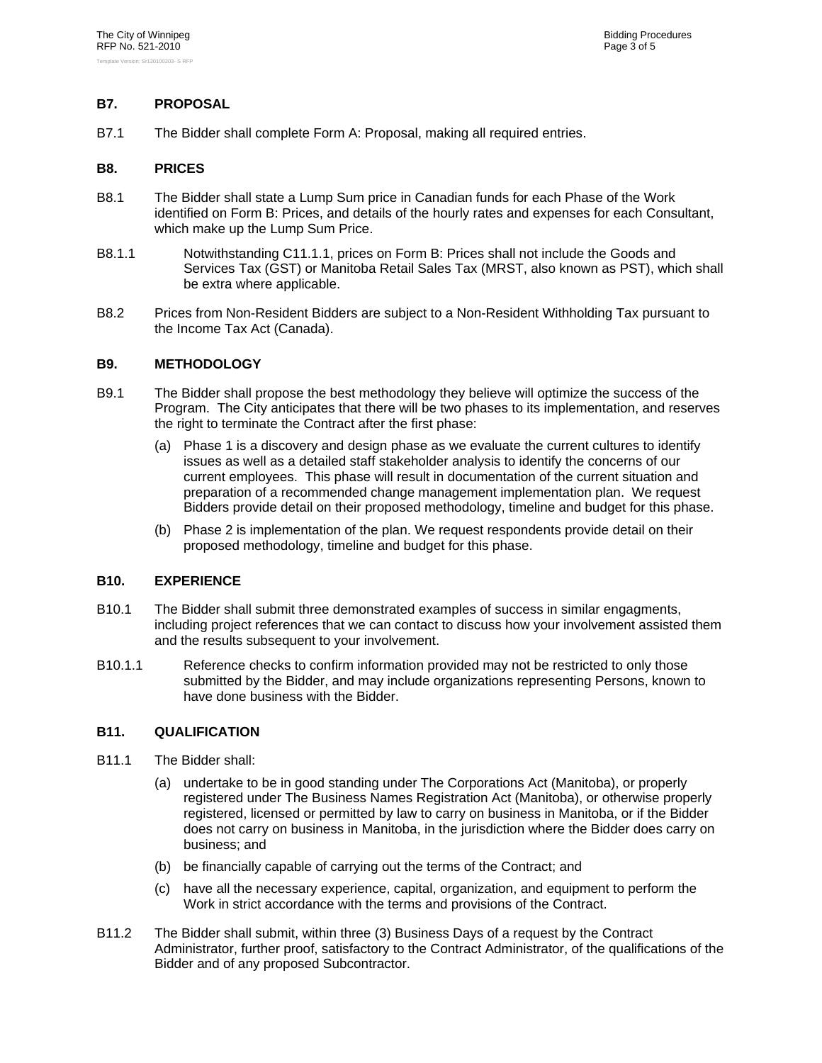## B7. PROPOSAL

B7.1 The Bidder shall complete Form A: Proposal, making all required entries.

## B8. PRICES

B8.1 The Bidder shall state a Lump Sum price in Canadian funds for each Phase of the Work identified on Form B: Prices, and details of the hourly rates and expenses for each Consultant, which make up the Lump Sum Price.

B8.1.1 Notwithstanding C11.1.1, prices on Form B: Prices shall not include the Goods and Services Tax (GST) or Manitoba Retail Sales Tax (MRST, also known as PST), which shall be extra where applicable.

B8.2 Prices from Non-Resident Bidders are subject to a Non-Resident Withholding Tax pursuant to the Income Tax Act (Canada).

## B9. METHODOLOGY

B9.1 The Bidder shall propose the best methodology they believe will optimize the success of the Program. The City anticipates that there will be two phases to its implementation, and reserves the right to terminate the Contract after the first phase:

(a) Phase 1 is a discovery and design phase as we evaluate the current cultures to identify issues as well as a detailed staff stakeholder analysis to identify the concerns of our current employees. This phase will result in documentation of the current situation and preparation of a recommended change management implementation plan. We request Bidders provide detail on their proposed methodology, timeline and budget for this phase.

(b) Phase 2 is implementation of the plan. We request respondents provide detail on their proposed methodology, timeline and budget for this phase.

## B10. EXPERIENCE

B10.1 The Bidder shall submit three demonstrated examples of success in similar engagments, including project references that we can contact to discuss how your involvement assisted them and the results subsequent to your involvement.

B10.1.1 Reference checks to confirm information provided may not be restricted to only those submitted by the Bidder, and may include organizations representing Persons, known to have done business with the Bidder.

## B11. QUALIFICATION

B11.1 The Bidder shall:

(a) undertake to be in good standing under The Corporations Act (Manitoba), or properly registered under The Business Names Registration Act (Manitoba), or otherwise properly registered, licensed or permitted by law to carry on business in Manitoba, or if the Bidder does not carry on business in Manitoba, in the jurisdiction where the Bidder does carry on business; and

(b) be financially capable of carrying out the terms of the Contract; and

(c) have all the necessary experience, capital, organization, and equipment to perform the Work in strict accordance with the terms and provisions of the Contract.

B11.2 The Bidder shall submit, within three (3) Business Days of a request by the Contract Administrator, further proof, satisfactory to the Contract Administrator, of the qualifications of the Bidder and of any proposed Subcontractor.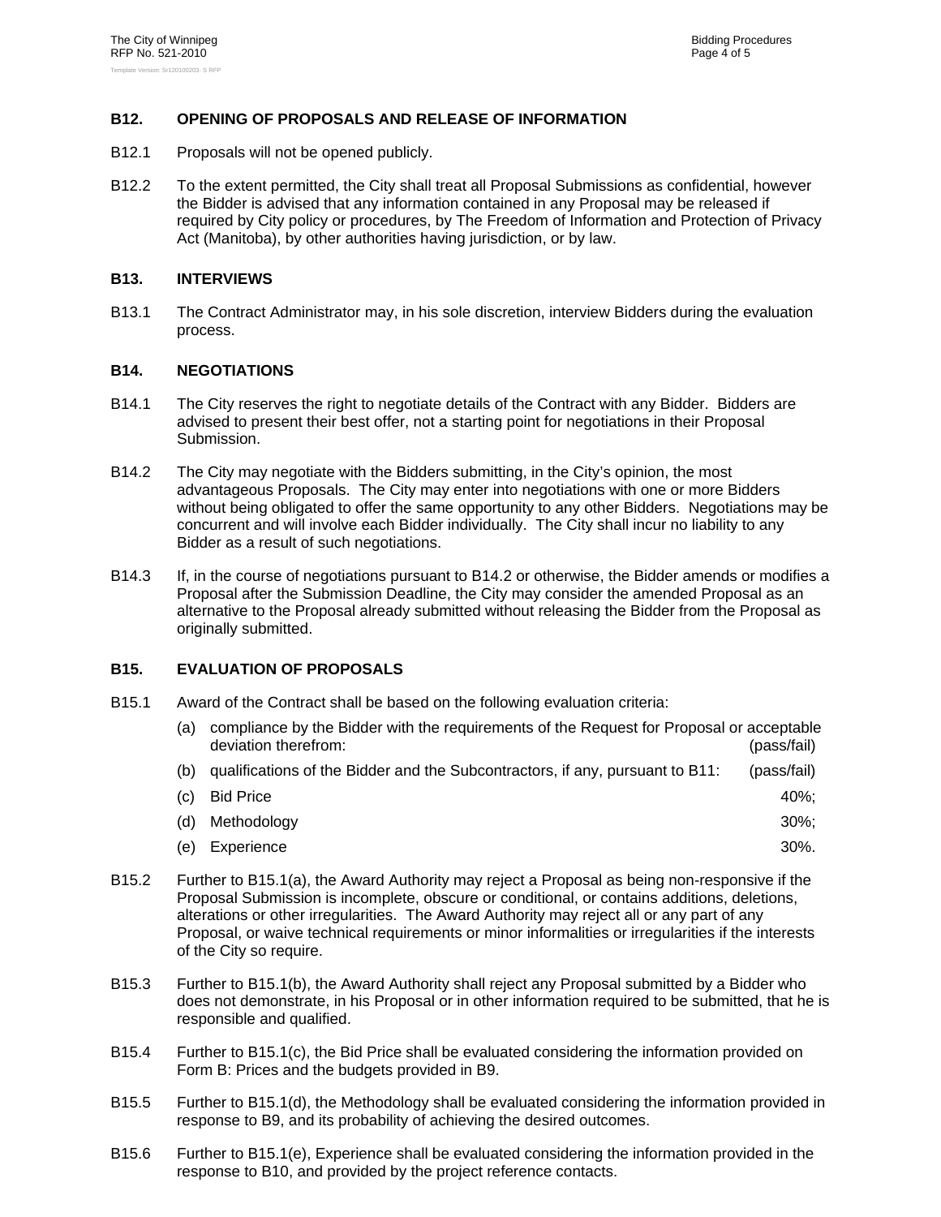## B12. OPENING OF PROPOSALS AND RELEASE OF INFORMATION

B12.1 Proposals will not be opened publicly.

B12.2 To the extent permitted, the City shall treat all Proposal Submissions as confidential, however the Bidder is advised that any information contained in any Proposal may be released if required by City policy or procedures, by The Freedom of Information and Protection of Privacy Act (Manitoba), by other authorities having jurisdiction, or by law.

## B13. INTERVIEWS

B13.1 The Contract Administrator may, in his sole discretion, interview Bidders during the evaluation process.

## B14. NEGOTIATIONS

B14.1 The City reserves the right to negotiate details of the Contract with any Bidder. Bidders are advised to present their best offer, not a starting point for negotiations in their Proposal Submission.

B14.2 The City may negotiate with the Bidders submitting, in the City's opinion, the most advantageous Proposals. The City may enter into negotiations with one or more Bidders without being obligated to offer the same opportunity to any other Bidders. Negotiations may be concurrent and will involve each Bidder individually. The City shall incur no liability to any Bidder as a result of such negotiations.

B14.3 If, in the course of negotiations pursuant to B14.2 or otherwise, the Bidder amends or modifies a Proposal after the Submission Deadline, the City may consider the amended Proposal as an alternative to the Proposal already submitted without releasing the Bidder from the Proposal as originally submitted.

## B15. EVALUATION OF PROPOSALS

B15.1 Award of the Contract shall be based on the following evaluation criteria:

(a) compliance by the Bidder with the requirements of the Request for Proposal or acceptable deviation therefrom: (pass/fail)

(b) qualifications of the Bidder and the Subcontractors, if any, pursuant to B11: (pass/fail)

(c) Bid Price 40%;

(d) Methodology 30%;

(e) Experience 30%.

B15.2 Further to B15.1(a), the Award Authority may reject a Proposal as being non-responsive if the Proposal Submission is incomplete, obscure or conditional, or contains additions, deletions, alterations or other irregularities. The Award Authority may reject all or any part of any Proposal, or waive technical requirements or minor informalities or irregularities if the interests of the City so require.

B15.3 Further to B15.1(b), the Award Authority shall reject any Proposal submitted by a Bidder who does not demonstrate, in his Proposal or in other information required to be submitted, that he is responsible and qualified.

B15.4 Further to B15.1(c), the Bid Price shall be evaluated considering the information provided on Form B: Prices and the budgets provided in B9.

B15.5 Further to B15.1(d), the Methodology shall be evaluated considering the information provided in response to B9, and its probability of achieving the desired outcomes.

B15.6 Further to B15.1(e), Experience shall be evaluated considering the information provided in the response to B10, and provided by the project reference contacts.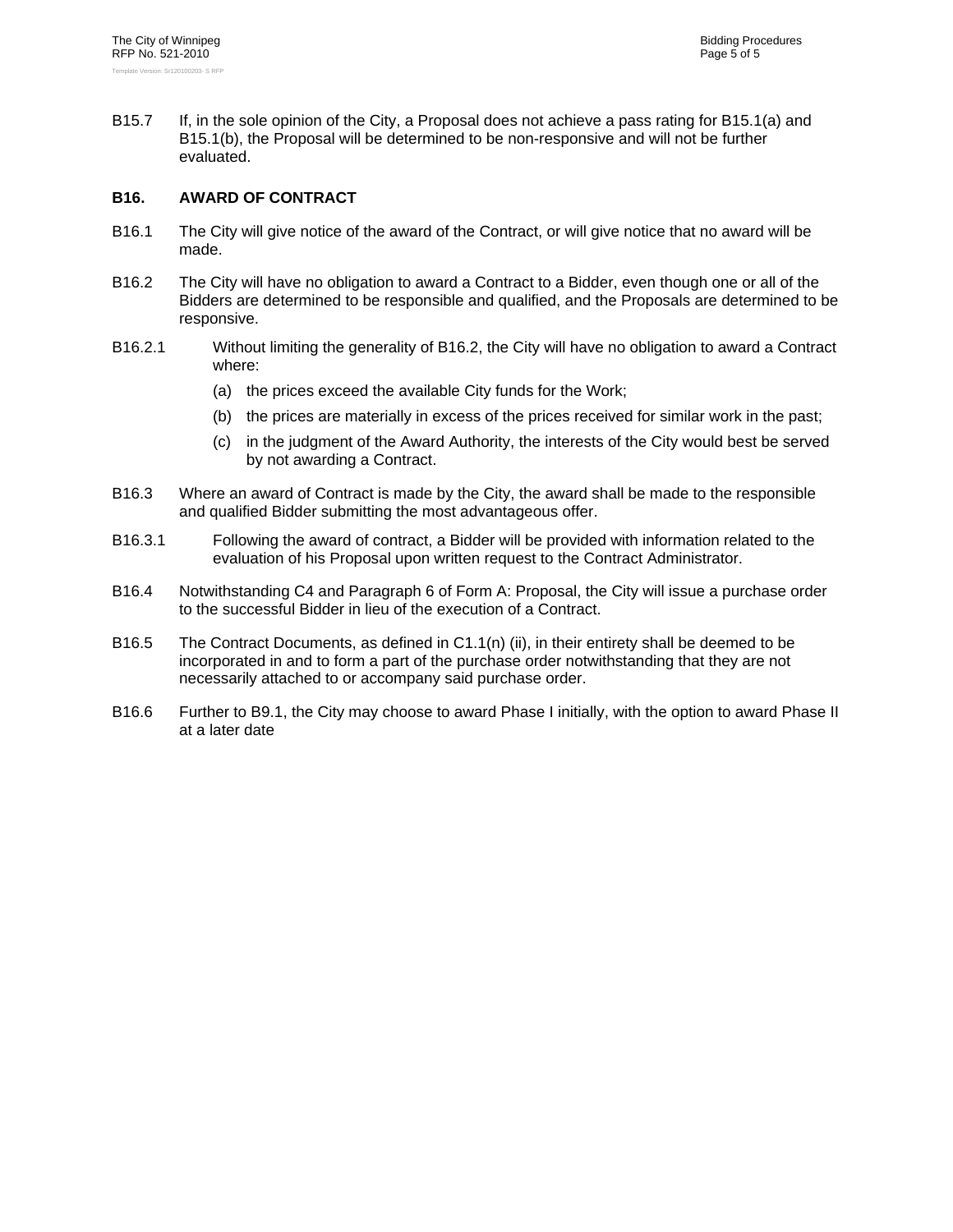B15.7 If, in the sole opinion of the City, a Proposal does not achieve a pass rating for B15.1(a) and B15.1(b), the Proposal will be determined to be non-responsive and will not be further evaluated.

## B16. AWARD OF CONTRACT

B16.1 The City will give notice of the award of the Contract, or will give notice that no award will be made.

B16.2 The City will have no obligation to award a Contract to a Bidder, even though one or all of the Bidders are determined to be responsible and qualified, and the Proposals are determined to be responsive.

B16.2.1 Without limiting the generality of B16.2, the City will have no obligation to award a Contract where:

(a) the prices exceed the available City funds for the Work;

(b) the prices are materially in excess of the prices received for similar work in the past;

(c) in the judgment of the Award Authority, the interests of the City would best be served by not awarding a Contract.

B16.3 Where an award of Contract is made by the City, the award shall be made to the responsible and qualified Bidder submitting the most advantageous offer.

B16.3.1 Following the award of contract, a Bidder will be provided with information related to the evaluation of his Proposal upon written request to the Contract Administrator.

B16.4 Notwithstanding C4 and Paragraph 6 of Form A: Proposal, the City will issue a purchase order to the successful Bidder in lieu of the execution of a Contract.

B16.5 The Contract Documents, as defined in C1.1(n) (ii), in their entirety shall be deemed to be incorporated in and to form a part of the purchase order notwithstanding that they are not necessarily attached to or accompany said purchase order.

B16.6 Further to B9.1, the City may choose to award Phase I initially, with the option to award Phase II at a later date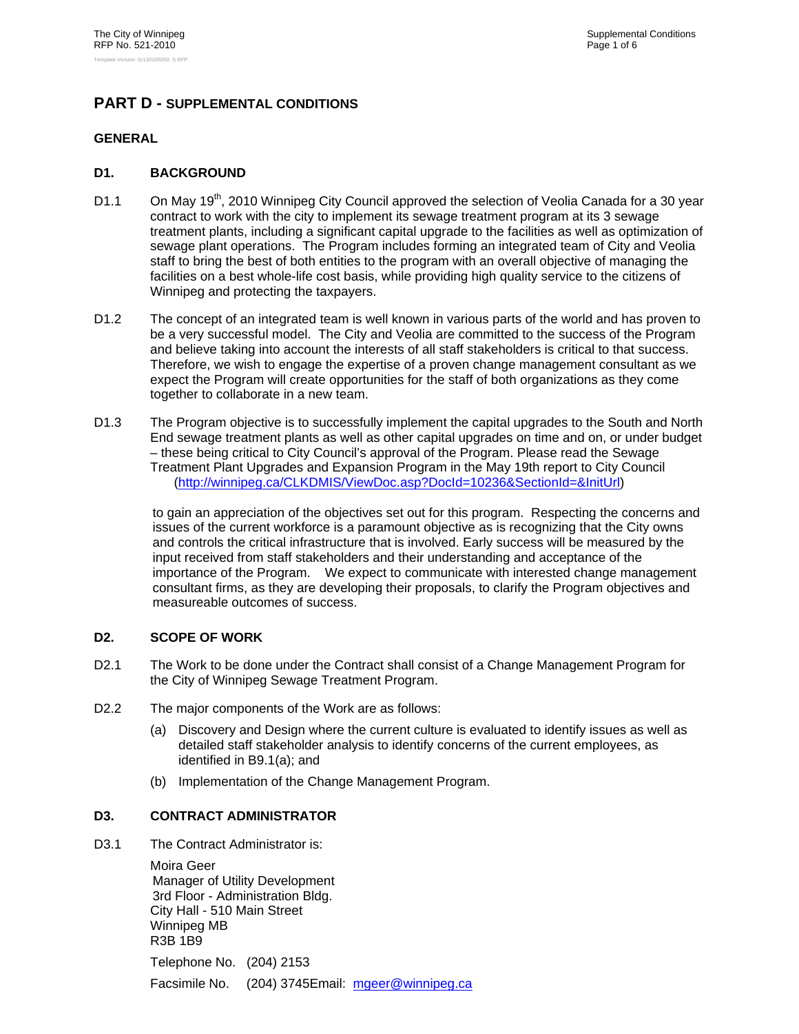# PART D - SUPPLEMENTAL CONDITIONS

## GENERAL

### D1. BACKGROUND

D1.1 On May 19th, 2010 Winnipeg City Council approved the selection of Veolia Canada for a 30 year contract to work with the city to implement its sewage treatment program at its 3 sewage treatment plants, including a significant capital upgrade to the facilities as well as optimization of sewage plant operations. The Program includes forming an integrated team of City and Veolia staff to bring the best of both entities to the program with an overall objective of managing the facilities on a best whole-life cost basis, while providing high quality service to the citizens of Winnipeg and protecting the taxpayers.

D1.2 The concept of an integrated team is well known in various parts of the world and has proven to be a very successful model. The City and Veolia are committed to the success of the Program and believe taking into account the interests of all staff stakeholders is critical to that success. Therefore, we wish to engage the expertise of a proven change management consultant as we expect the Program will create opportunities for the staff of both organizations as they come together to collaborate in a new team.

D1.3 The Program objective is to successfully implement the capital upgrades to the South and North End sewage treatment plants as well as other capital upgrades on time and on, or under budget – these being critical to City Council's approval of the Program. Please read the Sewage Treatment Plant Upgrades and Expansion Program in the May 19th report to City Council (http://winnipeg.ca/CLKDMIS/ViewDoc.asp?DocId=10236&SectionId=&InitUrl)

to gain an appreciation of the objectives set out for this program. Respecting the concerns and issues of the current workforce is a paramount objective as is recognizing that the City owns and controls the critical infrastructure that is involved. Early success will be measured by the input received from staff stakeholders and their understanding and acceptance of the importance of the Program. We expect to communicate with interested change management consultant firms, as they are developing their proposals, to clarify the Program objectives and measureable outcomes of success.

### D2. SCOPE OF WORK

D2.1 The Work to be done under the Contract shall consist of a Change Management Program for the City of Winnipeg Sewage Treatment Program.

D2.2 The major components of the Work are as follows:

(a) Discovery and Design where the current culture is evaluated to identify issues as well as detailed staff stakeholder analysis to identify concerns of the current employees, as identified in B9.1(a); and

(b) Implementation of the Change Management Program.

### D3. CONTRACT ADMINISTRATOR

D3.1 The Contract Administrator is:

Moira Geer
Manager of Utility Development
3rd Floor - Administration Bldg.
City Hall - 510 Main Street
Winnipeg MB
R3B 1B9

Telephone No. (204) 2153

Facsimile No. (204) 3745Email: mgeer@winnipeg.ca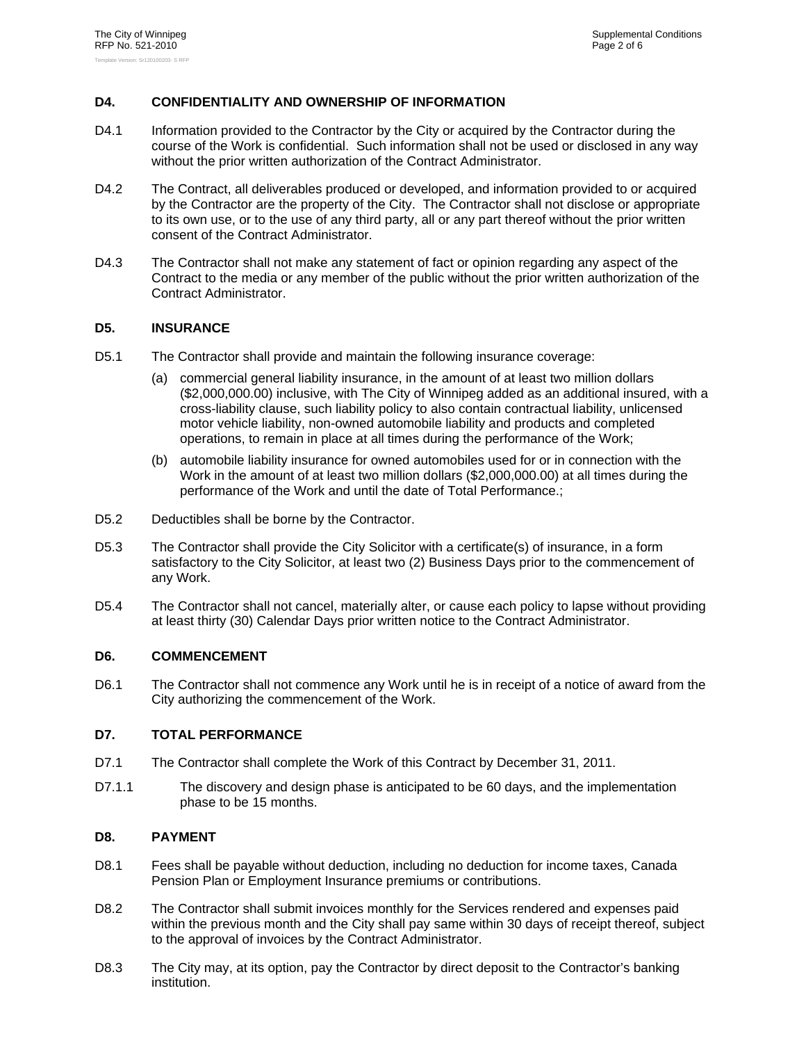## D4. CONFIDENTIALITY AND OWNERSHIP OF INFORMATION

D4.1 Information provided to the Contractor by the City or acquired by the Contractor during the course of the Work is confidential. Such information shall not be used or disclosed in any way without the prior written authorization of the Contract Administrator.

D4.2 The Contract, all deliverables produced or developed, and information provided to or acquired by the Contractor are the property of the City. The Contractor shall not disclose or appropriate to its own use, or to the use of any third party, all or any part thereof without the prior written consent of the Contract Administrator.

D4.3 The Contractor shall not make any statement of fact or opinion regarding any aspect of the Contract to the media or any member of the public without the prior written authorization of the Contract Administrator.

## D5. INSURANCE

D5.1 The Contractor shall provide and maintain the following insurance coverage:

(a) commercial general liability insurance, in the amount of at least two million dollars ($2,000,000.00) inclusive, with The City of Winnipeg added as an additional insured, with a cross-liability clause, such liability policy to also contain contractual liability, unlicensed motor vehicle liability, non-owned automobile liability and products and completed operations, to remain in place at all times during the performance of the Work;

(b) automobile liability insurance for owned automobiles used for or in connection with the Work in the amount of at least two million dollars ($2,000,000.00) at all times during the performance of the Work and until the date of Total Performance.;

D5.2 Deductibles shall be borne by the Contractor.

D5.3 The Contractor shall provide the City Solicitor with a certificate(s) of insurance, in a form satisfactory to the City Solicitor, at least two (2) Business Days prior to the commencement of any Work.

D5.4 The Contractor shall not cancel, materially alter, or cause each policy to lapse without providing at least thirty (30) Calendar Days prior written notice to the Contract Administrator.

## D6. COMMENCEMENT

D6.1 The Contractor shall not commence any Work until he is in receipt of a notice of award from the City authorizing the commencement of the Work.

## D7. TOTAL PERFORMANCE

D7.1 The Contractor shall complete the Work of this Contract by December 31, 2011.

D7.1.1 The discovery and design phase is anticipated to be 60 days, and the implementation phase to be 15 months.

## D8. PAYMENT

D8.1 Fees shall be payable without deduction, including no deduction for income taxes, Canada Pension Plan or Employment Insurance premiums or contributions.

D8.2 The Contractor shall submit invoices monthly for the Services rendered and expenses paid within the previous month and the City shall pay same within 30 days of receipt thereof, subject to the approval of invoices by the Contract Administrator.

D8.3 The City may, at its option, pay the Contractor by direct deposit to the Contractor's banking institution.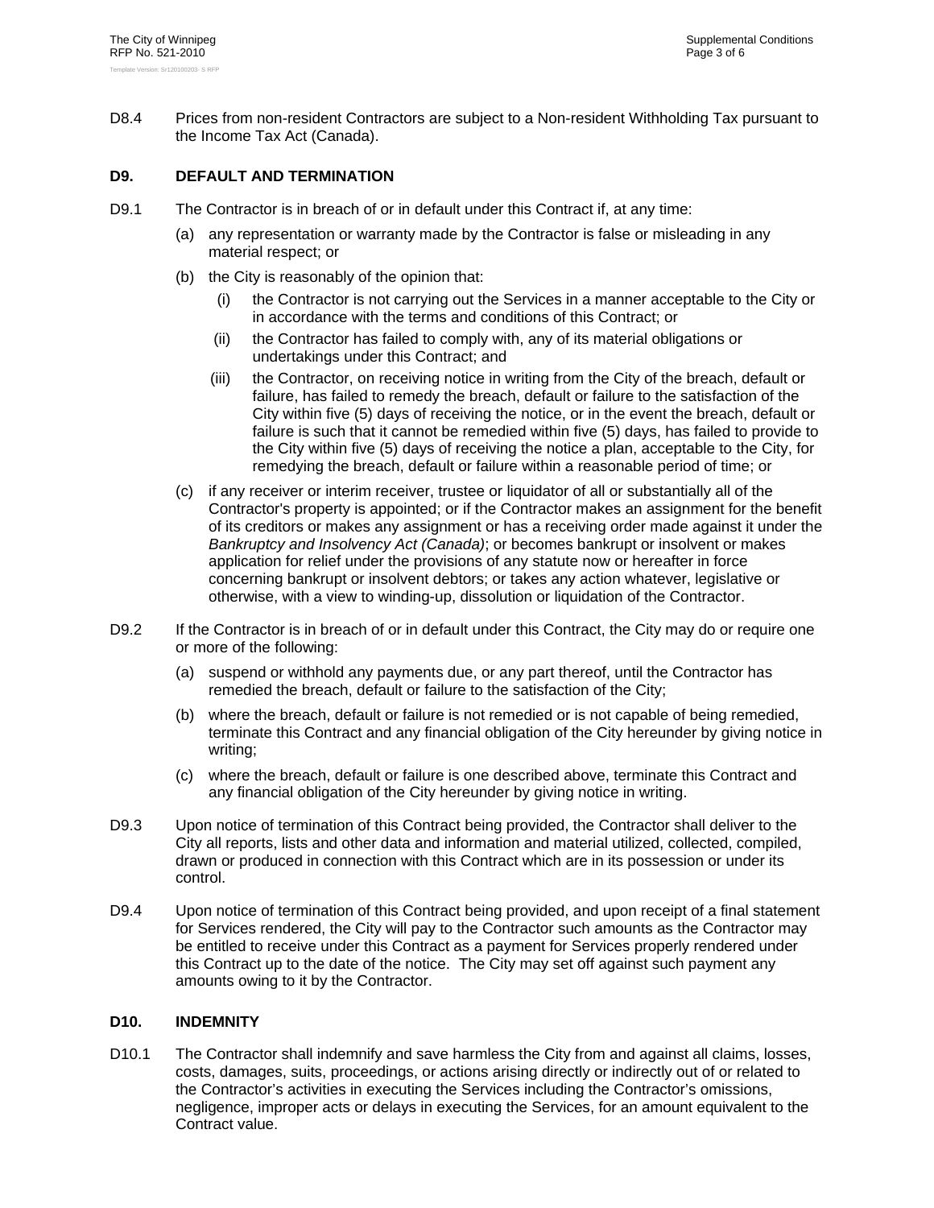D8.4 Prices from non-resident Contractors are subject to a Non-resident Withholding Tax pursuant to the Income Tax Act (Canada).

## D9. DEFAULT AND TERMINATION

D9.1 The Contractor is in breach of or in default under this Contract if, at any time:

(a) any representation or warranty made by the Contractor is false or misleading in any material respect; or

(b) the City is reasonably of the opinion that:

  (i) the Contractor is not carrying out the Services in a manner acceptable to the City or in accordance with the terms and conditions of this Contract; or

  (ii) the Contractor has failed to comply with, any of its material obligations or undertakings under this Contract; and

  (iii) the Contractor, on receiving notice in writing from the City of the breach, default or failure, has failed to remedy the breach, default or failure to the satisfaction of the City within five (5) days of receiving the notice, or in the event the breach, default or failure is such that it cannot be remedied within five (5) days, has failed to provide to the City within five (5) days of receiving the notice a plan, acceptable to the City, for remedying the breach, default or failure within a reasonable period of time; or

(c) if any receiver or interim receiver, trustee or liquidator of all or substantially all of the Contractor's property is appointed; or if the Contractor makes an assignment for the benefit of its creditors or makes any assignment or has a receiving order made against it under the *Bankruptcy and Insolvency Act (Canada)*; or becomes bankrupt or insolvent or makes application for relief under the provisions of any statute now or hereafter in force concerning bankrupt or insolvent debtors; or takes any action whatever, legislative or otherwise, with a view to winding-up, dissolution or liquidation of the Contractor.

D9.2 If the Contractor is in breach of or in default under this Contract, the City may do or require one or more of the following:

(a) suspend or withhold any payments due, or any part thereof, until the Contractor has remedied the breach, default or failure to the satisfaction of the City;

(b) where the breach, default or failure is not remedied or is not capable of being remedied, terminate this Contract and any financial obligation of the City hereunder by giving notice in writing;

(c) where the breach, default or failure is one described above, terminate this Contract and any financial obligation of the City hereunder by giving notice in writing.

D9.3 Upon notice of termination of this Contract being provided, the Contractor shall deliver to the City all reports, lists and other data and information and material utilized, collected, compiled, drawn or produced in connection with this Contract which are in its possession or under its control.

D9.4 Upon notice of termination of this Contract being provided, and upon receipt of a final statement for Services rendered, the City will pay to the Contractor such amounts as the Contractor may be entitled to receive under this Contract as a payment for Services properly rendered under this Contract up to the date of the notice. The City may set off against such payment any amounts owing to it by the Contractor.

## D10. INDEMNITY

D10.1 The Contractor shall indemnify and save harmless the City from and against all claims, losses, costs, damages, suits, proceedings, or actions arising directly or indirectly out of or related to the Contractor's activities in executing the Services including the Contractor's omissions, negligence, improper acts or delays in executing the Services, for an amount equivalent to the Contract value.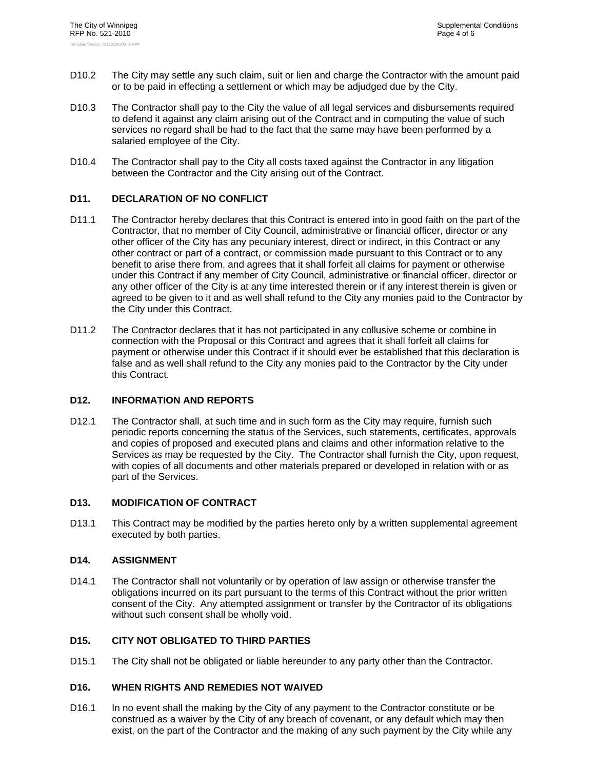D10.2 The City may settle any such claim, suit or lien and charge the Contractor with the amount paid or to be paid in effecting a settlement or which may be adjudged due by the City.

D10.3 The Contractor shall pay to the City the value of all legal services and disbursements required to defend it against any claim arising out of the Contract and in computing the value of such services no regard shall be had to the fact that the same may have been performed by a salaried employee of the City.

D10.4 The Contractor shall pay to the City all costs taxed against the Contractor in any litigation between the Contractor and the City arising out of the Contract.

## D11. DECLARATION OF NO CONFLICT

D11.1 The Contractor hereby declares that this Contract is entered into in good faith on the part of the Contractor, that no member of City Council, administrative or financial officer, director or any other officer of the City has any pecuniary interest, direct or indirect, in this Contract or any other contract or part of a contract, or commission made pursuant to this Contract or to any benefit to arise there from, and agrees that it shall forfeit all claims for payment or otherwise under this Contract if any member of City Council, administrative or financial officer, director or any other officer of the City is at any time interested therein or if any interest therein is given or agreed to be given to it and as well shall refund to the City any monies paid to the Contractor by the City under this Contract.

D11.2 The Contractor declares that it has not participated in any collusive scheme or combine in connection with the Proposal or this Contract and agrees that it shall forfeit all claims for payment or otherwise under this Contract if it should ever be established that this declaration is false and as well shall refund to the City any monies paid to the Contractor by the City under this Contract.

## D12. INFORMATION AND REPORTS

D12.1 The Contractor shall, at such time and in such form as the City may require, furnish such periodic reports concerning the status of the Services, such statements, certificates, approvals and copies of proposed and executed plans and claims and other information relative to the Services as may be requested by the City. The Contractor shall furnish the City, upon request, with copies of all documents and other materials prepared or developed in relation with or as part of the Services.

## D13. MODIFICATION OF CONTRACT

D13.1 This Contract may be modified by the parties hereto only by a written supplemental agreement executed by both parties.

## D14. ASSIGNMENT

D14.1 The Contractor shall not voluntarily or by operation of law assign or otherwise transfer the obligations incurred on its part pursuant to the terms of this Contract without the prior written consent of the City. Any attempted assignment or transfer by the Contractor of its obligations without such consent shall be wholly void.

## D15. CITY NOT OBLIGATED TO THIRD PARTIES

D15.1 The City shall not be obligated or liable hereunder to any party other than the Contractor.

## D16. WHEN RIGHTS AND REMEDIES NOT WAIVED

D16.1 In no event shall the making by the City of any payment to the Contractor constitute or be construed as a waiver by the City of any breach of covenant, or any default which may then exist, on the part of the Contractor and the making of any such payment by the City while any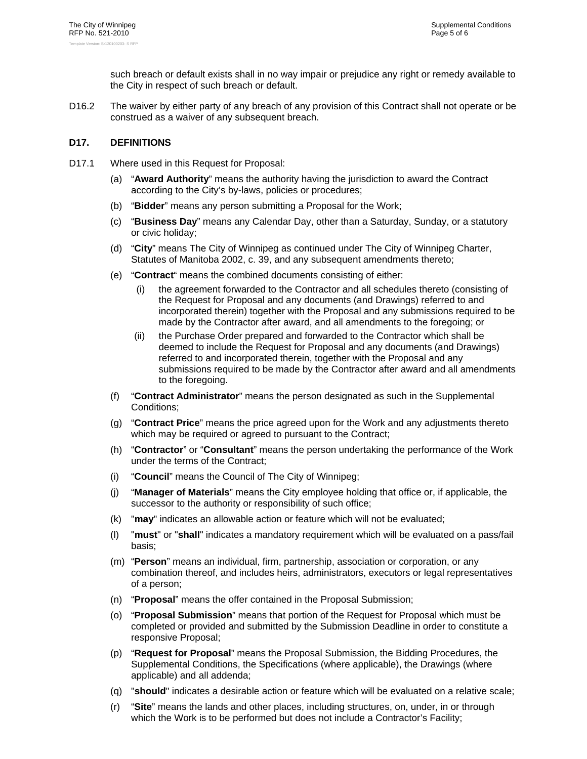such breach or default exists shall in no way impair or prejudice any right or remedy available to the City in respect of such breach or default.

D16.2 The waiver by either party of any breach of any provision of this Contract shall not operate or be construed as a waiver of any subsequent breach.

## D17. DEFINITIONS

D17.1 Where used in this Request for Proposal:

(a) "**Award Authority**" means the authority having the jurisdiction to award the Contract according to the City's by-laws, policies or procedures;

(b) "**Bidder**" means any person submitting a Proposal for the Work;

(c) "**Business Day**" means any Calendar Day, other than a Saturday, Sunday, or a statutory or civic holiday;

(d) "**City**" means The City of Winnipeg as continued under The City of Winnipeg Charter, Statutes of Manitoba 2002, c. 39, and any subsequent amendments thereto;

(e) "**Contract**" means the combined documents consisting of either:

(i) the agreement forwarded to the Contractor and all schedules thereto (consisting of the Request for Proposal and any documents (and Drawings) referred to and incorporated therein) together with the Proposal and any submissions required to be made by the Contractor after award, and all amendments to the foregoing; or

(ii) the Purchase Order prepared and forwarded to the Contractor which shall be deemed to include the Request for Proposal and any documents (and Drawings) referred to and incorporated therein, together with the Proposal and any submissions required to be made by the Contractor after award and all amendments to the foregoing.

(f) "**Contract Administrator**" means the person designated as such in the Supplemental Conditions;

(g) "**Contract Price**" means the price agreed upon for the Work and any adjustments thereto which may be required or agreed to pursuant to the Contract;

(h) "**Contractor**" or "**Consultant**" means the person undertaking the performance of the Work under the terms of the Contract;

(i) "**Council**" means the Council of The City of Winnipeg;

(j) "**Manager of Materials**" means the City employee holding that office or, if applicable, the successor to the authority or responsibility of such office;

(k) "**may**" indicates an allowable action or feature which will not be evaluated;

(l) "**must**" or "**shall**" indicates a mandatory requirement which will be evaluated on a pass/fail basis;

(m) "**Person**" means an individual, firm, partnership, association or corporation, or any combination thereof, and includes heirs, administrators, executors or legal representatives of a person;

(n) "**Proposal**" means the offer contained in the Proposal Submission;

(o) "**Proposal Submission**" means that portion of the Request for Proposal which must be completed or provided and submitted by the Submission Deadline in order to constitute a responsive Proposal;

(p) "**Request for Proposal**" means the Proposal Submission, the Bidding Procedures, the Supplemental Conditions, the Specifications (where applicable), the Drawings (where applicable) and all addenda;

(q) "**should**" indicates a desirable action or feature which will be evaluated on a relative scale;

(r) "**Site**" means the lands and other places, including structures, on, under, in or through which the Work is to be performed but does not include a Contractor's Facility;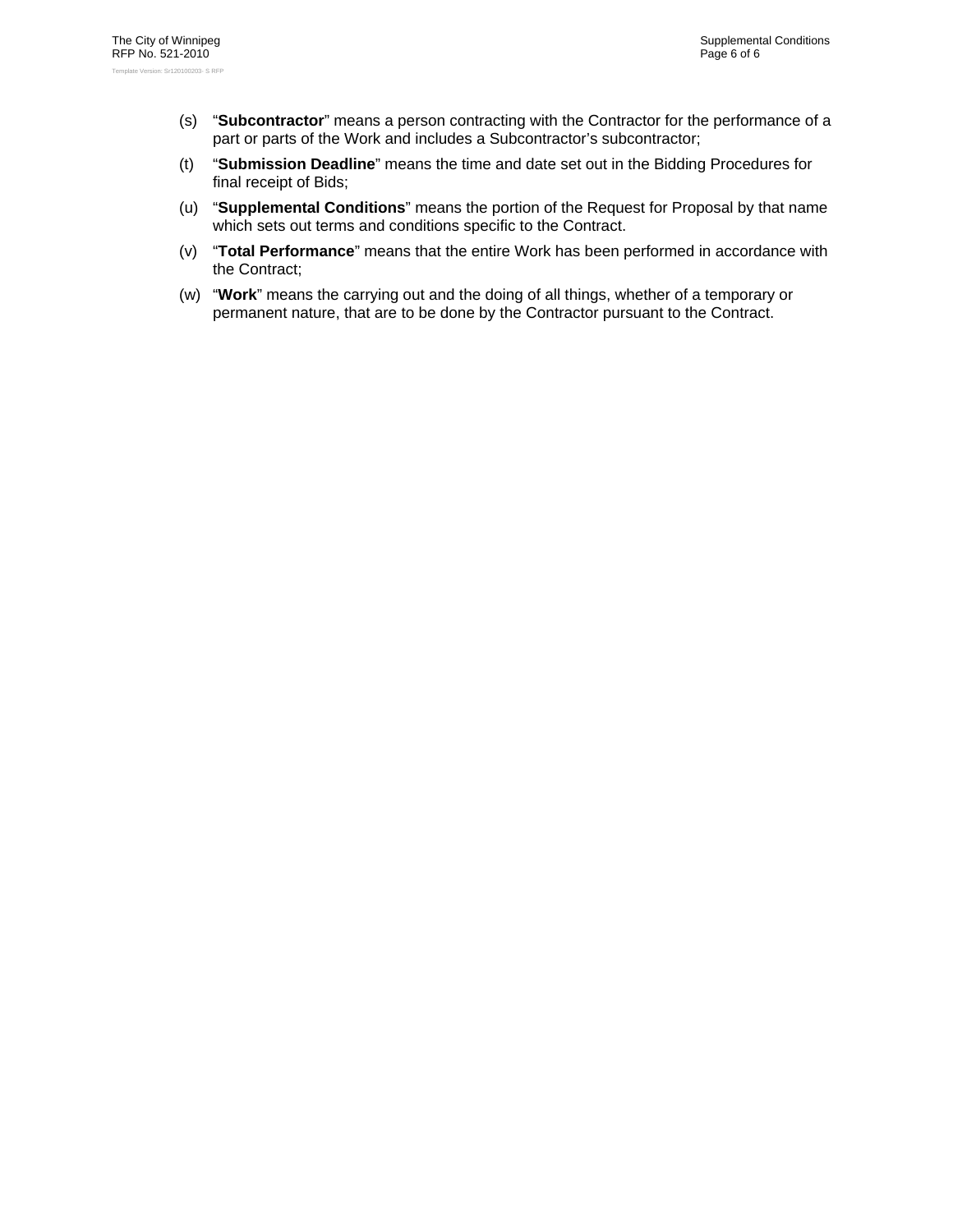(s) "**Subcontractor**" means a person contracting with the Contractor for the performance of a part or parts of the Work and includes a Subcontractor's subcontractor;

(t) "**Submission Deadline**" means the time and date set out in the Bidding Procedures for final receipt of Bids;

(u) "**Supplemental Conditions**" means the portion of the Request for Proposal by that name which sets out terms and conditions specific to the Contract.

(v) "**Total Performance**" means that the entire Work has been performed in accordance with the Contract;

(w) "**Work**" means the carrying out and the doing of all things, whether of a temporary or permanent nature, that are to be done by the Contractor pursuant to the Contract.